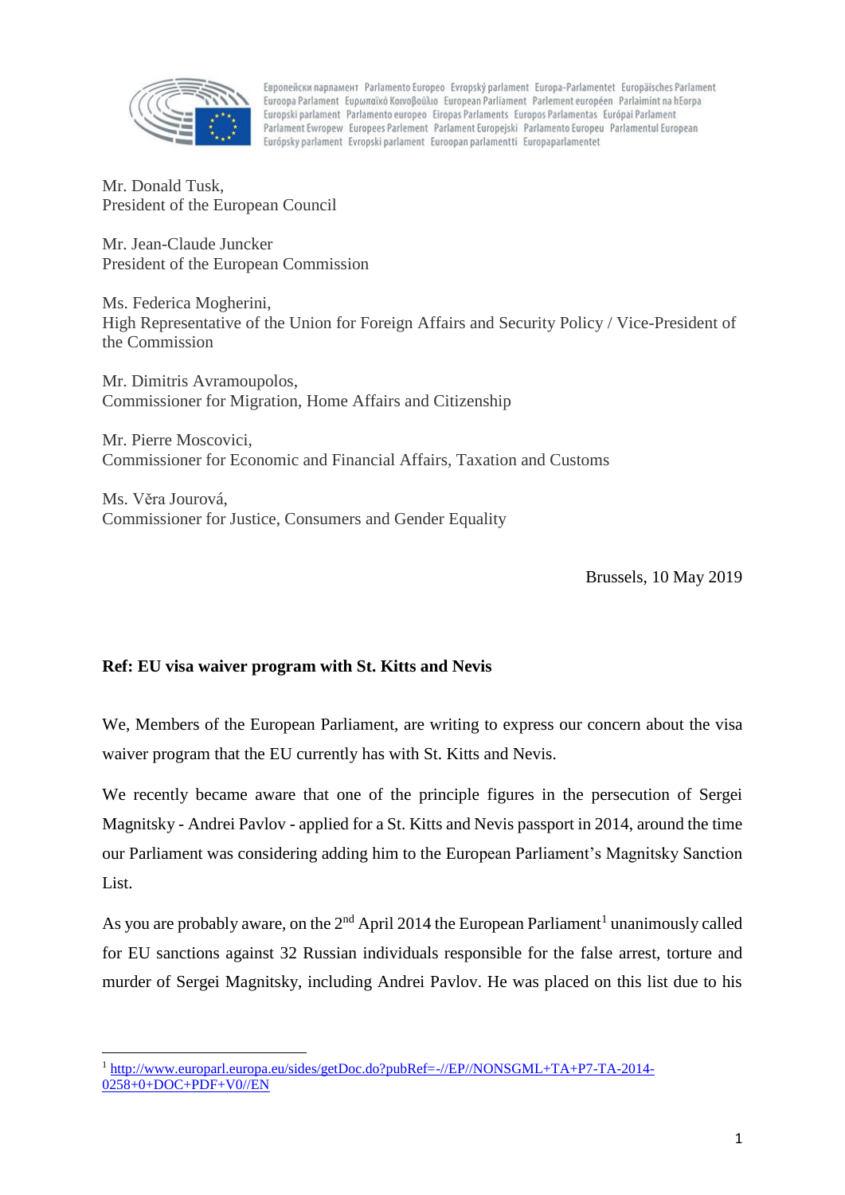Европейски парламент Parlamento Europeo Evropský parlament Europa-Parlamentet Europäisches Parlament Euroopa Parlament Ευρωπαϊκό Κοινοβούλιο European Parliament Parlement européen Parlaimint na hEorpa Europski parlament Parlamento europeo Eiropas Parlaments Europos Parlamentas Európai Parlament Parlament Ewropew Europees Parlement Parlament Europejski Parlamento Europeu Parlamentul European Európsky parlament Evropski parlament Euroopan parlamentti Europaparlamentet

Mr. Donald Tusk,
President of the European Council

Mr. Jean-Claude Juncker
President of the European Commission

Ms. Federica Mogherini,
High Representative of the Union for Foreign Affairs and Security Policy / Vice-President of the Commission

Mr. Dimitris Avramoupolos,
Commissioner for Migration, Home Affairs and Citizenship

Mr. Pierre Moscovici,
Commissioner for Economic and Financial Affairs, Taxation and Customs

Ms. Věra Jourová,
Commissioner for Justice, Consumers and Gender Equality

Brussels, 10 May 2019

**Ref: EU visa waiver program with St. Kitts and Nevis**

We, Members of the European Parliament, are writing to express our concern about the visa waiver program that the EU currently has with St. Kitts and Nevis.

We recently became aware that one of the principle figures in the persecution of Sergei Magnitsky - Andrei Pavlov - applied for a St. Kitts and Nevis passport in 2014, around the time our Parliament was considering adding him to the European Parliament's Magnitsky Sanction List.

As you are probably aware, on the 2nd April 2014 the European Parliament[1] unanimously called for EU sanctions against 32 Russian individuals responsible for the false arrest, torture and murder of Sergei Magnitsky, including Andrei Pavlov. He was placed on this list due to his

---

[1] http://www.europarl.europa.eu/sides/getDoc.do?pubRef=-//EP//NONSGML+TA+P7-TA-2014-0258+0+DOC+PDF+V0//EN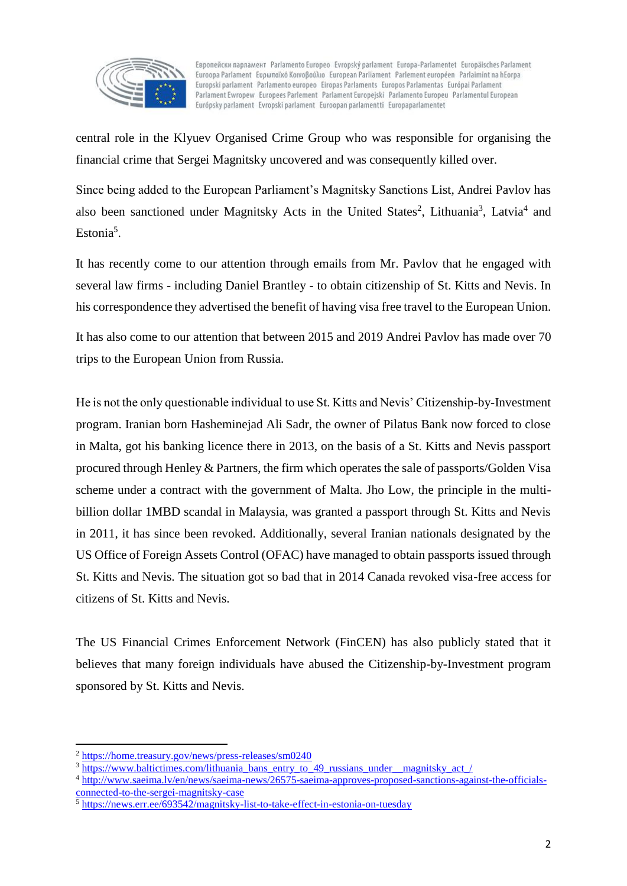central role in the Klyuev Organised Crime Group who was responsible for organising the financial crime that Sergei Magnitsky uncovered and was consequently killed over.

Since being added to the European Parliament's Magnitsky Sanctions List, Andrei Pavlov has also been sanctioned under Magnitsky Acts in the United States[2], Lithuania[3], Latvia[4] and Estonia[5].

It has recently come to our attention through emails from Mr. Pavlov that he engaged with several law firms - including Daniel Brantley - to obtain citizenship of St. Kitts and Nevis. In his correspondence they advertised the benefit of having visa free travel to the European Union.

It has also come to our attention that between 2015 and 2019 Andrei Pavlov has made over 70 trips to the European Union from Russia.

He is not the only questionable individual to use St. Kitts and Nevis' Citizenship-by-Investment program. Iranian born Hasheminejad Ali Sadr, the owner of Pilatus Bank now forced to close in Malta, got his banking licence there in 2013, on the basis of a St. Kitts and Nevis passport procured through Henley & Partners, the firm which operates the sale of passports/Golden Visa scheme under a contract with the government of Malta. Jho Low, the principle in the multi-billion dollar 1MBD scandal in Malaysia, was granted a passport through St. Kitts and Nevis in 2011, it has since been revoked. Additionally, several Iranian nationals designated by the US Office of Foreign Assets Control (OFAC) have managed to obtain passports issued through St. Kitts and Nevis. The situation got so bad that in 2014 Canada revoked visa-free access for citizens of St. Kitts and Nevis.

The US Financial Crimes Enforcement Network (FinCEN) has also publicly stated that it believes that many foreign individuals have abused the Citizenship-by-Investment program sponsored by St. Kitts and Nevis.

---

[2] https://home.treasury.gov/news/press-releases/sm0240

[3] https://www.baltictimes.com/lithuania_bans_entry_to_49_russians_under__magnitsky_act_/

[4] http://www.saeima.lv/en/news/saeima-news/26575-saeima-approves-proposed-sanctions-against-the-officials-connected-to-the-sergei-magnitsky-case

[5] https://news.err.ee/693542/magnitsky-list-to-take-effect-in-estonia-on-tuesday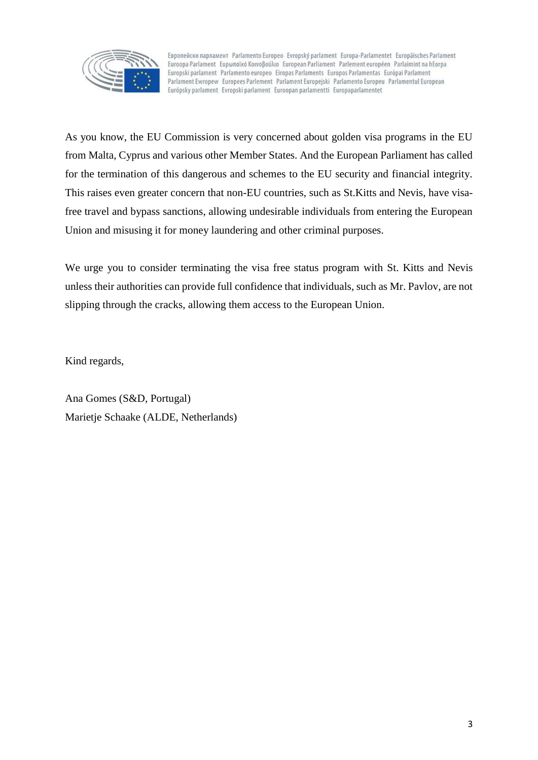As you know, the EU Commission is very concerned about golden visa programs in the EU from Malta, Cyprus and various other Member States. And the European Parliament has called for the termination of this dangerous and schemes to the EU security and financial integrity. This raises even greater concern that non-EU countries, such as St.Kitts and Nevis, have visa-free travel and bypass sanctions, allowing undesirable individuals from entering the European Union and misusing it for money laundering and other criminal purposes.

We urge you to consider terminating the visa free status program with St. Kitts and Nevis unless their authorities can provide full confidence that individuals, such as Mr. Pavlov, are not slipping through the cracks, allowing them access to the European Union.

Kind regards,

Ana Gomes (S&D, Portugal)
Marietje Schaake (ALDE, Netherlands)